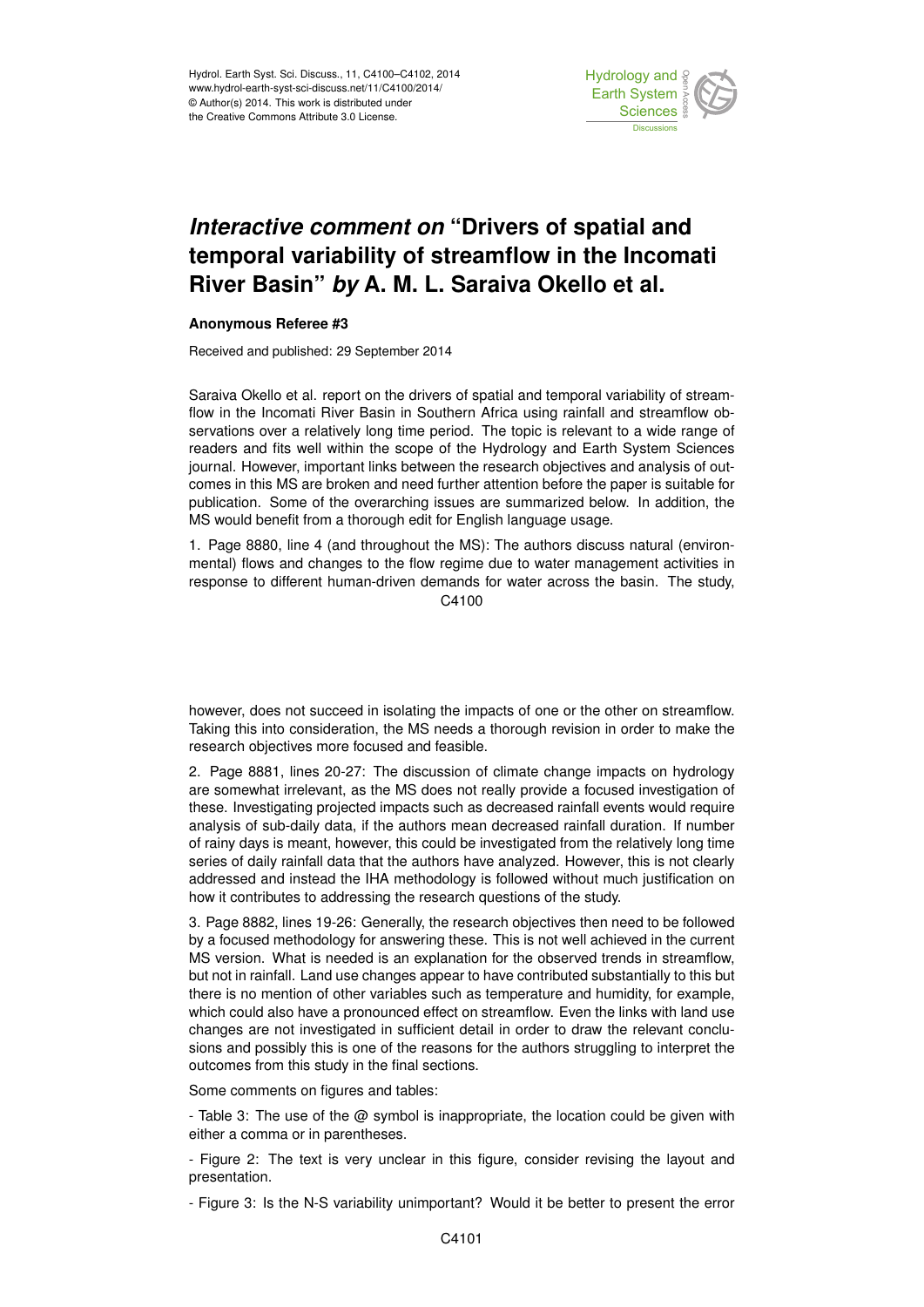# *Interactive comment on* "Drivers of spatial and temporal variability of streamflow in the Incomati River Basin" *by* A. M. L. Saraiva Okello et al.

**Anonymous Referee #3**

Received and published: 29 September 2014

Saraiva Okello et al. report on the drivers of spatial and temporal variability of streamflow in the Incomati River Basin in Southern Africa using rainfall and streamflow observations over a relatively long time period. The topic is relevant to a wide range of readers and fits well within the scope of the Hydrology and Earth System Sciences journal. However, important links between the research objectives and analysis of outcomes in this MS are broken and need further attention before the paper is suitable for publication. Some of the overarching issues are summarized below. In addition, the MS would benefit from a thorough edit for English language usage.

1. Page 8880, line 4 (and throughout the MS): The authors discuss natural (environmental) flows and changes to the flow regime due to water management activities in response to different human-driven demands for water across the basin. The study, however, does not succeed in isolating the impacts of one or the other on streamflow. Taking this into consideration, the MS needs a thorough revision in order to make the research objectives more focused and feasible.

2. Page 8881, lines 20-27: The discussion of climate change impacts on hydrology are somewhat irrelevant, as the MS does not really provide a focused investigation of these. Investigating projected impacts such as decreased rainfall events would require analysis of sub-daily data, if the authors mean decreased rainfall duration. If number of rainy days is meant, however, this could be investigated from the relatively long time series of daily rainfall data that the authors have analyzed. However, this is not clearly addressed and instead the IHA methodology is followed without much justification on how it contributes to addressing the research questions of the study.

3. Page 8882, lines 19-26: Generally, the research objectives then need to be followed by a focused methodology for answering these. This is not well achieved in the current MS version. What is needed is an explanation for the observed trends in streamflow, but not in rainfall. Land use changes appear to have contributed substantially to this but there is no mention of other variables such as temperature and humidity, for example, which could also have a pronounced effect on streamflow. Even the links with land use changes are not investigated in sufficient detail in order to draw the relevant conclusions and possibly this is one of the reasons for the authors struggling to interpret the outcomes from this study in the final sections.

Some comments on figures and tables:

- Table 3: The use of the @ symbol is inappropriate, the location could be given with either a comma or in parentheses.

- Figure 2: The text is very unclear in this figure, consider revising the layout and presentation.

- Figure 3: Is the N-S variability unimportant? Would it be better to present the error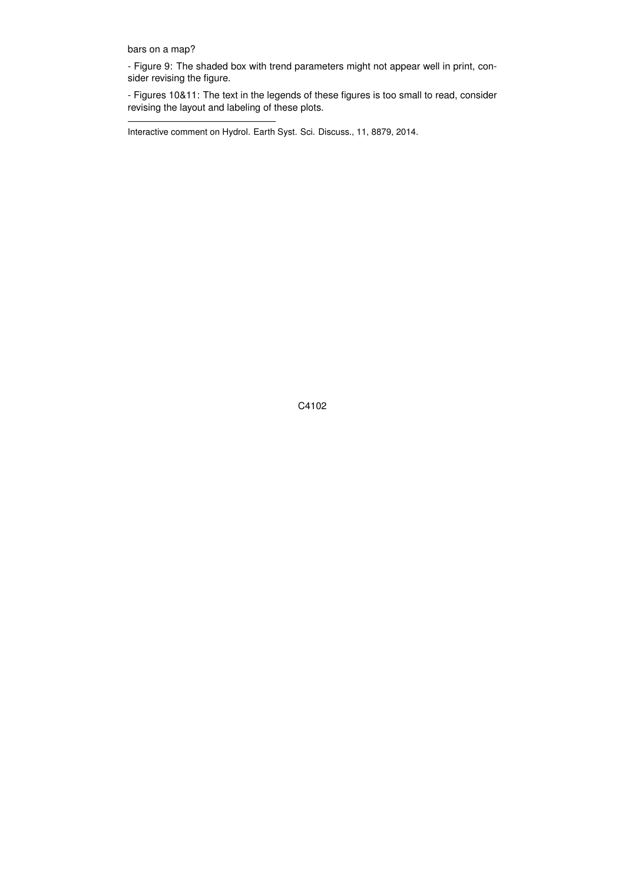bars on a map?

- Figure 9: The shaded box with trend parameters might not appear well in print, consider revising the figure.

- Figures 10&11: The text in the legends of these figures is too small to read, consider revising the layout and labeling of these plots.

---

Interactive comment on Hydrol. Earth Syst. Sci. Discuss., 11, 8879, 2014.